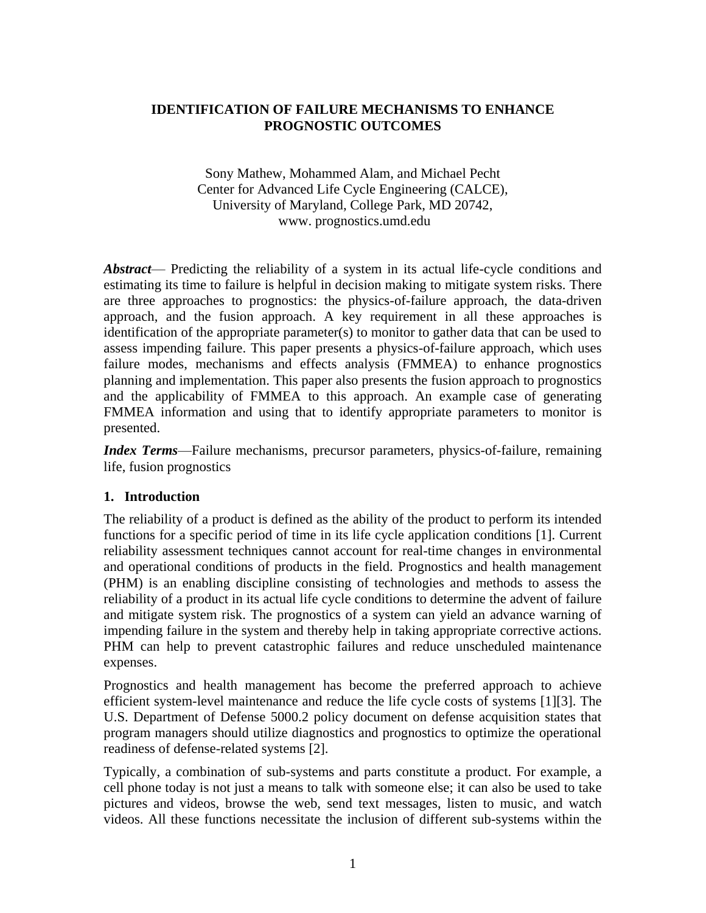# IDENTIFICATION OF FAILURE MECHANISMS TO ENHANCE PROGNOSTIC OUTCOMES

Sony Mathew, Mohammed Alam, and Michael Pecht
Center for Advanced Life Cycle Engineering (CALCE),
University of Maryland, College Park, MD 20742,
www. prognostics.umd.edu

***Abstract***— Predicting the reliability of a system in its actual life-cycle conditions and estimating its time to failure is helpful in decision making to mitigate system risks. There are three approaches to prognostics: the physics-of-failure approach, the data-driven approach, and the fusion approach. A key requirement in all these approaches is identification of the appropriate parameter(s) to monitor to gather data that can be used to assess impending failure. This paper presents a physics-of-failure approach, which uses failure modes, mechanisms and effects analysis (FMMEA) to enhance prognostics planning and implementation. This paper also presents the fusion approach to prognostics and the applicability of FMMEA to this approach. An example case of generating FMMEA information and using that to identify appropriate parameters to monitor is presented.

***Index Terms***—Failure mechanisms, precursor parameters, physics-of-failure, remaining life, fusion prognostics

## 1. Introduction

The reliability of a product is defined as the ability of the product to perform its intended functions for a specific period of time in its life cycle application conditions [1]. Current reliability assessment techniques cannot account for real-time changes in environmental and operational conditions of products in the field. Prognostics and health management (PHM) is an enabling discipline consisting of technologies and methods to assess the reliability of a product in its actual life cycle conditions to determine the advent of failure and mitigate system risk. The prognostics of a system can yield an advance warning of impending failure in the system and thereby help in taking appropriate corrective actions. PHM can help to prevent catastrophic failures and reduce unscheduled maintenance expenses.

Prognostics and health management has become the preferred approach to achieve efficient system-level maintenance and reduce the life cycle costs of systems [1][3]. The U.S. Department of Defense 5000.2 policy document on defense acquisition states that program managers should utilize diagnostics and prognostics to optimize the operational readiness of defense-related systems [2].

Typically, a combination of sub-systems and parts constitute a product. For example, a cell phone today is not just a means to talk with someone else; it can also be used to take pictures and videos, browse the web, send text messages, listen to music, and watch videos. All these functions necessitate the inclusion of different sub-systems within the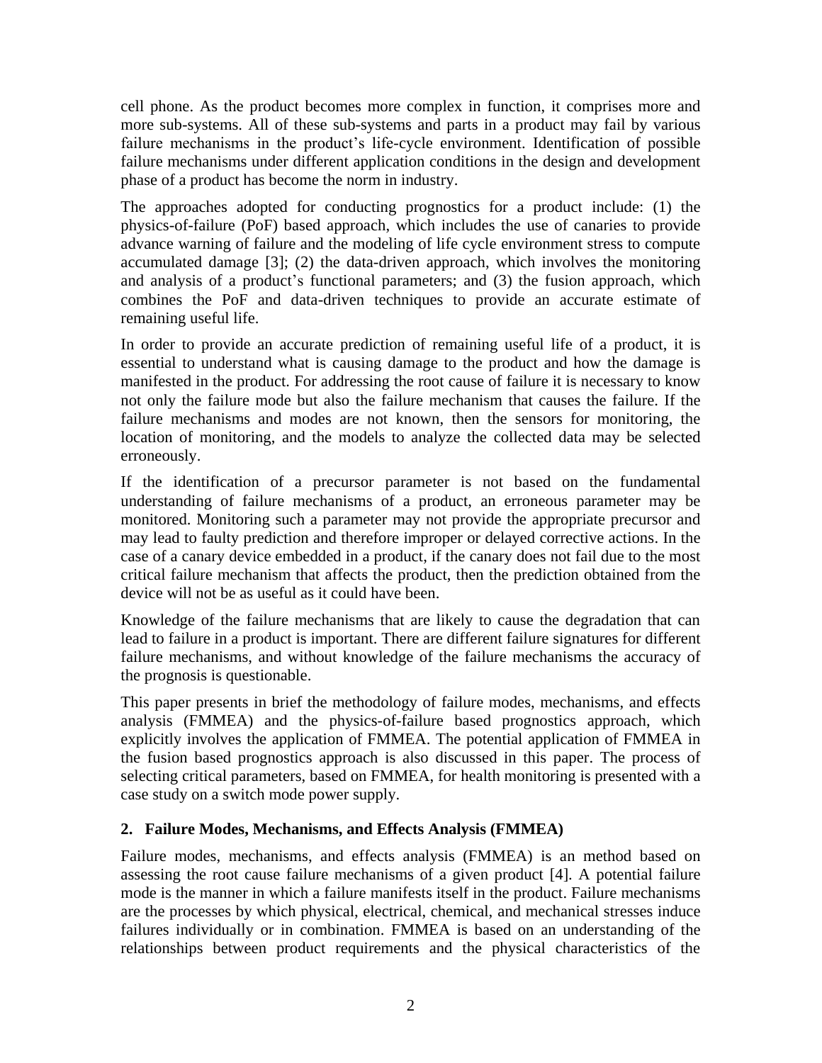cell phone. As the product becomes more complex in function, it comprises more and more sub-systems. All of these sub-systems and parts in a product may fail by various failure mechanisms in the product's life-cycle environment. Identification of possible failure mechanisms under different application conditions in the design and development phase of a product has become the norm in industry.

The approaches adopted for conducting prognostics for a product include: (1) the physics-of-failure (PoF) based approach, which includes the use of canaries to provide advance warning of failure and the modeling of life cycle environment stress to compute accumulated damage [3]; (2) the data-driven approach, which involves the monitoring and analysis of a product's functional parameters; and (3) the fusion approach, which combines the PoF and data-driven techniques to provide an accurate estimate of remaining useful life.

In order to provide an accurate prediction of remaining useful life of a product, it is essential to understand what is causing damage to the product and how the damage is manifested in the product. For addressing the root cause of failure it is necessary to know not only the failure mode but also the failure mechanism that causes the failure. If the failure mechanisms and modes are not known, then the sensors for monitoring, the location of monitoring, and the models to analyze the collected data may be selected erroneously.

If the identification of a precursor parameter is not based on the fundamental understanding of failure mechanisms of a product, an erroneous parameter may be monitored. Monitoring such a parameter may not provide the appropriate precursor and may lead to faulty prediction and therefore improper or delayed corrective actions. In the case of a canary device embedded in a product, if the canary does not fail due to the most critical failure mechanism that affects the product, then the prediction obtained from the device will not be as useful as it could have been.

Knowledge of the failure mechanisms that are likely to cause the degradation that can lead to failure in a product is important. There are different failure signatures for different failure mechanisms, and without knowledge of the failure mechanisms the accuracy of the prognosis is questionable.

This paper presents in brief the methodology of failure modes, mechanisms, and effects analysis (FMMEA) and the physics-of-failure based prognostics approach, which explicitly involves the application of FMMEA. The potential application of FMMEA in the fusion based prognostics approach is also discussed in this paper. The process of selecting critical parameters, based on FMMEA, for health monitoring is presented with a case study on a switch mode power supply.

## 2. Failure Modes, Mechanisms, and Effects Analysis (FMMEA)

Failure modes, mechanisms, and effects analysis (FMMEA) is an method based on assessing the root cause failure mechanisms of a given product [4]. A potential failure mode is the manner in which a failure manifests itself in the product. Failure mechanisms are the processes by which physical, electrical, chemical, and mechanical stresses induce failures individually or in combination. FMMEA is based on an understanding of the relationships between product requirements and the physical characteristics of the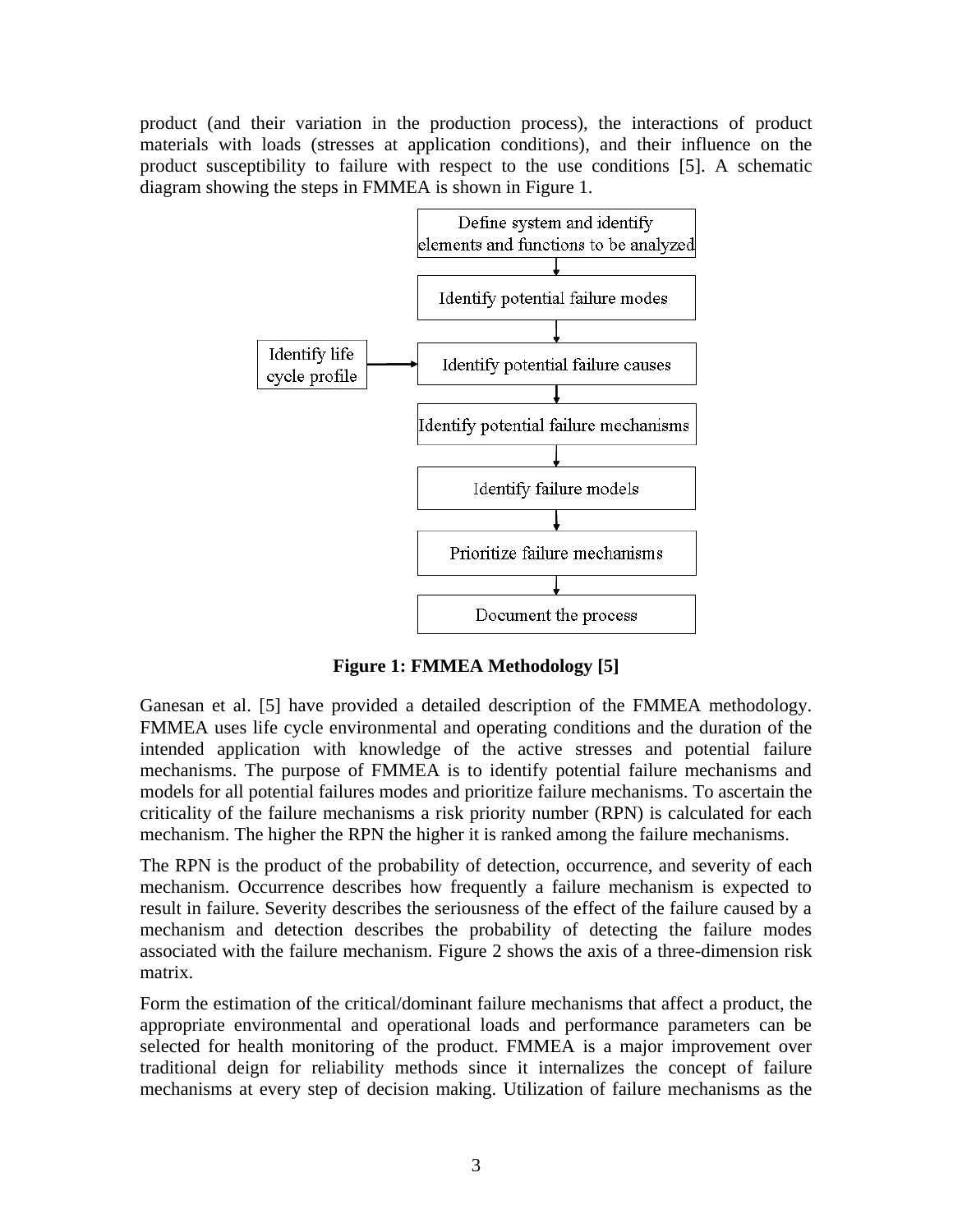product (and their variation in the production process), the interactions of product materials with loads (stresses at application conditions), and their influence on the product susceptibility to failure with respect to the use conditions [5]. A schematic diagram showing the steps in FMMEA is shown in Figure 1.

**Figure 1: FMMEA Methodology [5]**

Ganesan et al. [5] have provided a detailed description of the FMMEA methodology. FMMEA uses life cycle environmental and operating conditions and the duration of the intended application with knowledge of the active stresses and potential failure mechanisms. The purpose of FMMEA is to identify potential failure mechanisms and models for all potential failures modes and prioritize failure mechanisms. To ascertain the criticality of the failure mechanisms a risk priority number (RPN) is calculated for each mechanism. The higher the RPN the higher it is ranked among the failure mechanisms.

The RPN is the product of the probability of detection, occurrence, and severity of each mechanism. Occurrence describes how frequently a failure mechanism is expected to result in failure. Severity describes the seriousness of the effect of the failure caused by a mechanism and detection describes the probability of detecting the failure modes associated with the failure mechanism. Figure 2 shows the axis of a three-dimension risk matrix.

Form the estimation of the critical/dominant failure mechanisms that affect a product, the appropriate environmental and operational loads and performance parameters can be selected for health monitoring of the product. FMMEA is a major improvement over traditional deign for reliability methods since it internalizes the concept of failure mechanisms at every step of decision making. Utilization of failure mechanisms as the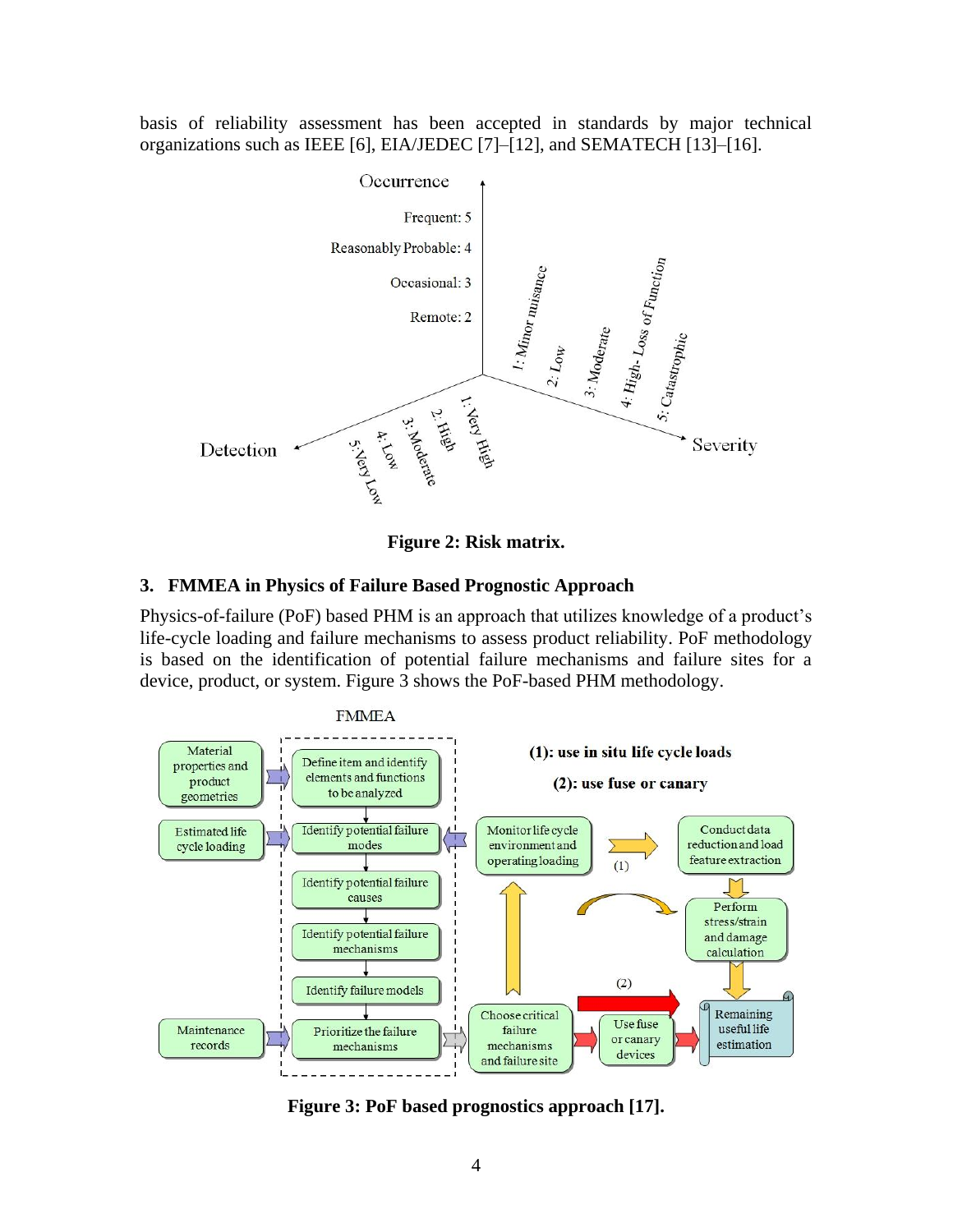basis of reliability assessment has been accepted in standards by major technical organizations such as IEEE [6], EIA/JEDEC [7]–[12], and SEMATECH [13]–[16].

**Figure 2: Risk matrix.**

## 3. FMMEA in Physics of Failure Based Prognostic Approach

Physics-of-failure (PoF) based PHM is an approach that utilizes knowledge of a product's life-cycle loading and failure mechanisms to assess product reliability. PoF methodology is based on the identification of potential failure mechanisms and failure sites for a device, product, or system. Figure 3 shows the PoF-based PHM methodology.

**Figure 3: PoF based prognostics approach [17].**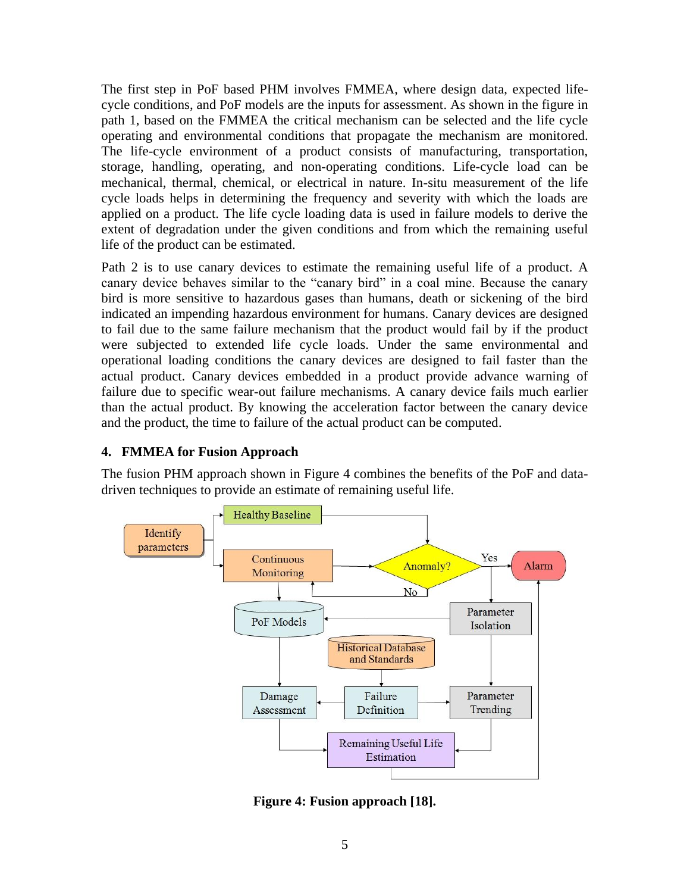The first step in PoF based PHM involves FMMEA, where design data, expected life-cycle conditions, and PoF models are the inputs for assessment. As shown in the figure in path 1, based on the FMMEA the critical mechanism can be selected and the life cycle operating and environmental conditions that propagate the mechanism are monitored. The life-cycle environment of a product consists of manufacturing, transportation, storage, handling, operating, and non-operating conditions. Life-cycle load can be mechanical, thermal, chemical, or electrical in nature. In-situ measurement of the life cycle loads helps in determining the frequency and severity with which the loads are applied on a product. The life cycle loading data is used in failure models to derive the extent of degradation under the given conditions and from which the remaining useful life of the product can be estimated.

Path 2 is to use canary devices to estimate the remaining useful life of a product. A canary device behaves similar to the "canary bird" in a coal mine. Because the canary bird is more sensitive to hazardous gases than humans, death or sickening of the bird indicated an impending hazardous environment for humans. Canary devices are designed to fail due to the same failure mechanism that the product would fail by if the product were subjected to extended life cycle loads. Under the same environmental and operational loading conditions the canary devices are designed to fail faster than the actual product. Canary devices embedded in a product provide advance warning of failure due to specific wear-out failure mechanisms. A canary device fails much earlier than the actual product. By knowing the acceleration factor between the canary device and the product, the time to failure of the actual product can be computed.

## 4. FMMEA for Fusion Approach

The fusion PHM approach shown in Figure 4 combines the benefits of the PoF and data-driven techniques to provide an estimate of remaining useful life.

**Figure 4: Fusion approach [18].**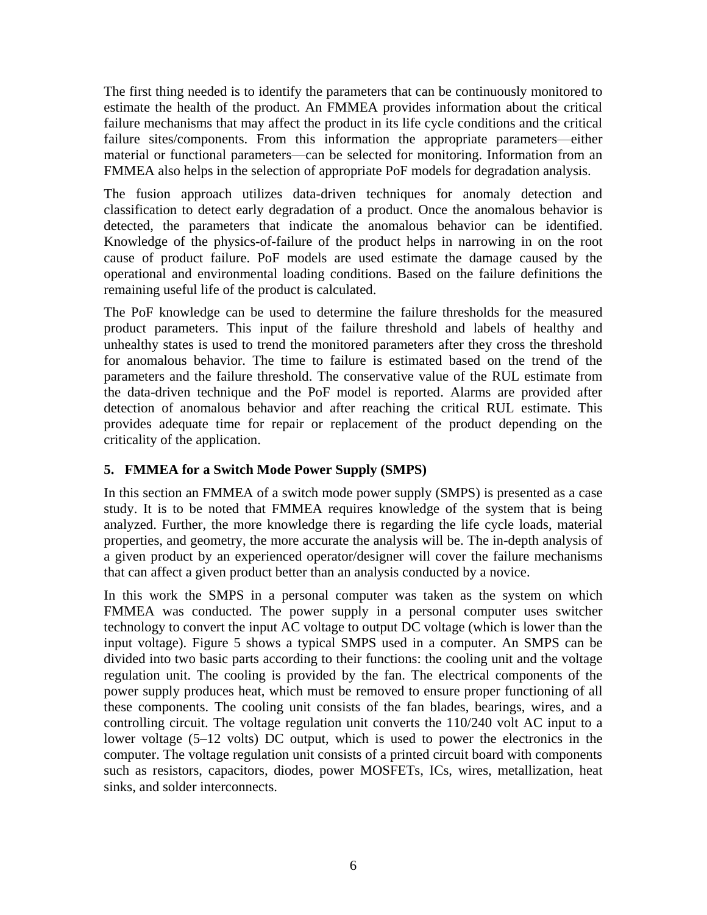The first thing needed is to identify the parameters that can be continuously monitored to estimate the health of the product. An FMMEA provides information about the critical failure mechanisms that may affect the product in its life cycle conditions and the critical failure sites/components. From this information the appropriate parameters—either material or functional parameters—can be selected for monitoring. Information from an FMMEA also helps in the selection of appropriate PoF models for degradation analysis.

The fusion approach utilizes data-driven techniques for anomaly detection and classification to detect early degradation of a product. Once the anomalous behavior is detected, the parameters that indicate the anomalous behavior can be identified. Knowledge of the physics-of-failure of the product helps in narrowing in on the root cause of product failure. PoF models are used estimate the damage caused by the operational and environmental loading conditions. Based on the failure definitions the remaining useful life of the product is calculated.

The PoF knowledge can be used to determine the failure thresholds for the measured product parameters. This input of the failure threshold and labels of healthy and unhealthy states is used to trend the monitored parameters after they cross the threshold for anomalous behavior. The time to failure is estimated based on the trend of the parameters and the failure threshold. The conservative value of the RUL estimate from the data-driven technique and the PoF model is reported. Alarms are provided after detection of anomalous behavior and after reaching the critical RUL estimate. This provides adequate time for repair or replacement of the product depending on the criticality of the application.

## 5. FMMEA for a Switch Mode Power Supply (SMPS)

In this section an FMMEA of a switch mode power supply (SMPS) is presented as a case study. It is to be noted that FMMEA requires knowledge of the system that is being analyzed. Further, the more knowledge there is regarding the life cycle loads, material properties, and geometry, the more accurate the analysis will be. The in-depth analysis of a given product by an experienced operator/designer will cover the failure mechanisms that can affect a given product better than an analysis conducted by a novice.

In this work the SMPS in a personal computer was taken as the system on which FMMEA was conducted. The power supply in a personal computer uses switcher technology to convert the input AC voltage to output DC voltage (which is lower than the input voltage). Figure 5 shows a typical SMPS used in a computer. An SMPS can be divided into two basic parts according to their functions: the cooling unit and the voltage regulation unit. The cooling is provided by the fan. The electrical components of the power supply produces heat, which must be removed to ensure proper functioning of all these components. The cooling unit consists of the fan blades, bearings, wires, and a controlling circuit. The voltage regulation unit converts the 110/240 volt AC input to a lower voltage (5–12 volts) DC output, which is used to power the electronics in the computer. The voltage regulation unit consists of a printed circuit board with components such as resistors, capacitors, diodes, power MOSFETs, ICs, wires, metallization, heat sinks, and solder interconnects.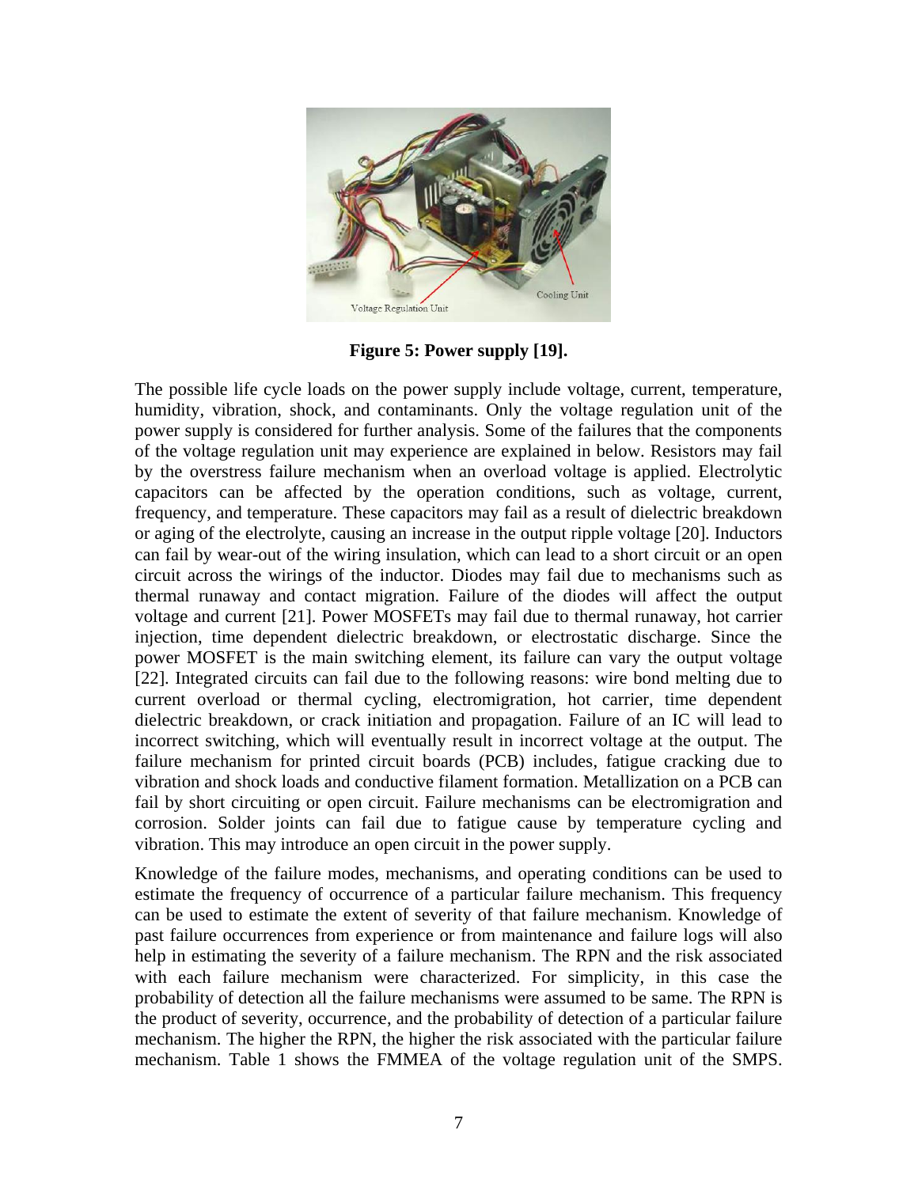**Figure 5: Power supply [19].**

The possible life cycle loads on the power supply include voltage, current, temperature, humidity, vibration, shock, and contaminants. Only the voltage regulation unit of the power supply is considered for further analysis. Some of the failures that the components of the voltage regulation unit may experience are explained in below. Resistors may fail by the overstress failure mechanism when an overload voltage is applied. Electrolytic capacitors can be affected by the operation conditions, such as voltage, current, frequency, and temperature. These capacitors may fail as a result of dielectric breakdown or aging of the electrolyte, causing an increase in the output ripple voltage [20]. Inductors can fail by wear-out of the wiring insulation, which can lead to a short circuit or an open circuit across the wirings of the inductor. Diodes may fail due to mechanisms such as thermal runaway and contact migration. Failure of the diodes will affect the output voltage and current [21]. Power MOSFETs may fail due to thermal runaway, hot carrier injection, time dependent dielectric breakdown, or electrostatic discharge. Since the power MOSFET is the main switching element, its failure can vary the output voltage [22]. Integrated circuits can fail due to the following reasons: wire bond melting due to current overload or thermal cycling, electromigration, hot carrier, time dependent dielectric breakdown, or crack initiation and propagation. Failure of an IC will lead to incorrect switching, which will eventually result in incorrect voltage at the output. The failure mechanism for printed circuit boards (PCB) includes, fatigue cracking due to vibration and shock loads and conductive filament formation. Metallization on a PCB can fail by short circuiting or open circuit. Failure mechanisms can be electromigration and corrosion. Solder joints can fail due to fatigue cause by temperature cycling and vibration. This may introduce an open circuit in the power supply.

Knowledge of the failure modes, mechanisms, and operating conditions can be used to estimate the frequency of occurrence of a particular failure mechanism. This frequency can be used to estimate the extent of severity of that failure mechanism. Knowledge of past failure occurrences from experience or from maintenance and failure logs will also help in estimating the severity of a failure mechanism. The RPN and the risk associated with each failure mechanism were characterized. For simplicity, in this case the probability of detection all the failure mechanisms were assumed to be same. The RPN is the product of severity, occurrence, and the probability of detection of a particular failure mechanism. The higher the RPN, the higher the risk associated with the particular failure mechanism. Table 1 shows the FMMEA of the voltage regulation unit of the SMPS.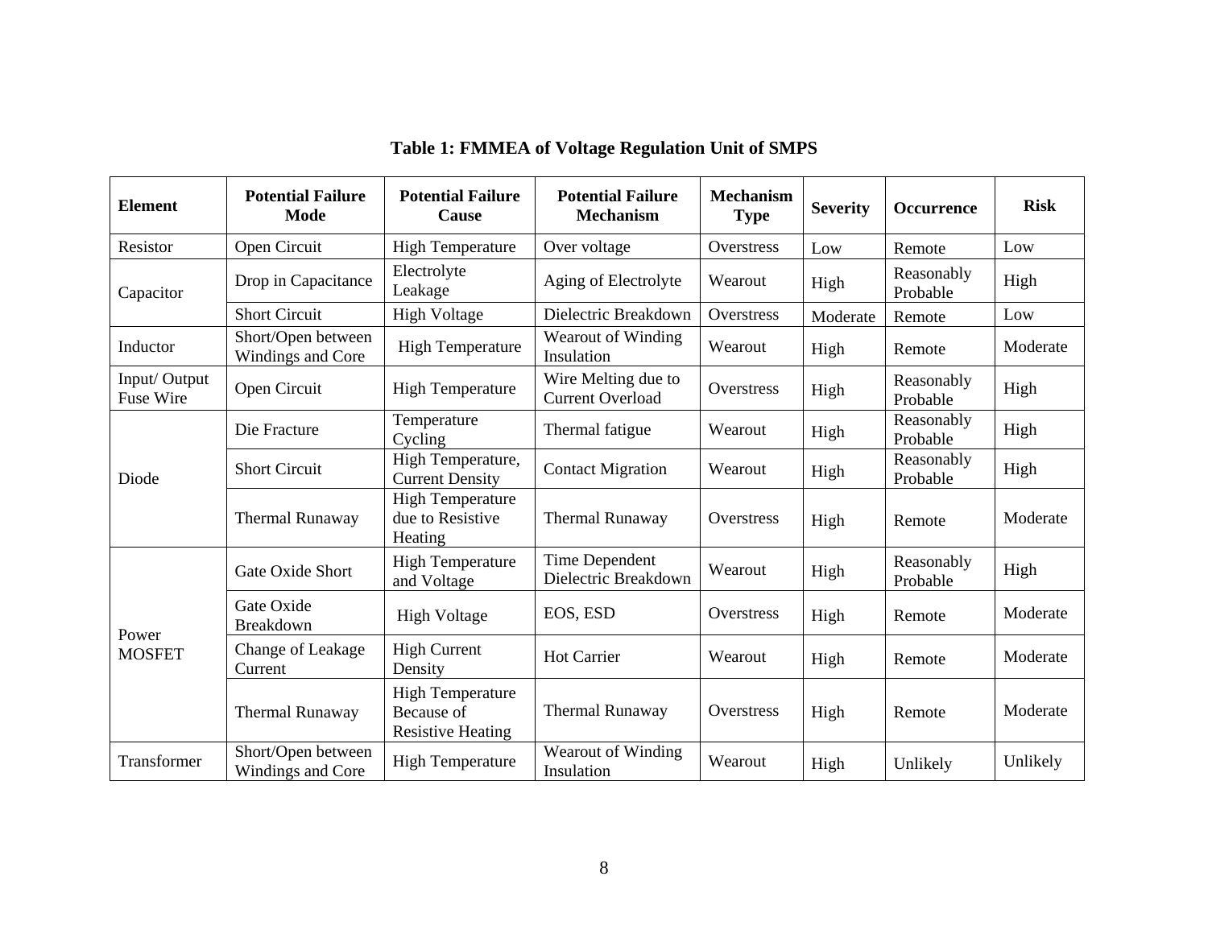**Table 1: FMMEA of Voltage Regulation Unit of SMPS**

| Element | Potential Failure Mode | Potential Failure Cause | Potential Failure Mechanism | Mechanism Type | Severity | Occurrence | Risk |
|---|---|---|---|---|---|---|---|
| Resistor | Open Circuit | High Temperature | Over voltage | Overstress | Low | Remote | Low |
| Capacitor | Drop in Capacitance | Electrolyte Leakage | Aging of Electrolyte | Wearout | High | Reasonably Probable | High |
| | Short Circuit | High Voltage | Dielectric Breakdown | Overstress | Moderate | Remote | Low |
| Inductor | Short/Open between Windings and Core | High Temperature | Wearout of Winding Insulation | Wearout | High | Remote | Moderate |
| Input/ Output Fuse Wire | Open Circuit | High Temperature | Wire Melting due to Current Overload | Overstress | High | Reasonably Probable | High |
| Diode | Die Fracture | Temperature Cycling | Thermal fatigue | Wearout | High | Reasonably Probable | High |
| | Short Circuit | High Temperature, Current Density | Contact Migration | Wearout | High | Reasonably Probable | High |
| | Thermal Runaway | High Temperature due to Resistive Heating | Thermal Runaway | Overstress | High | Remote | Moderate |
| Power MOSFET | Gate Oxide Short | High Temperature and Voltage | Time Dependent Dielectric Breakdown | Wearout | High | Reasonably Probable | High |
| | Gate Oxide Breakdown | High Voltage | EOS, ESD | Overstress | High | Remote | Moderate |
| | Change of Leakage Current | High Current Density | Hot Carrier | Wearout | High | Remote | Moderate |
| | Thermal Runaway | High Temperature Because of Resistive Heating | Thermal Runaway | Overstress | High | Remote | Moderate |
| Transformer | Short/Open between Windings and Core | High Temperature | Wearout of Winding Insulation | Wearout | High | Unlikely | Unlikely |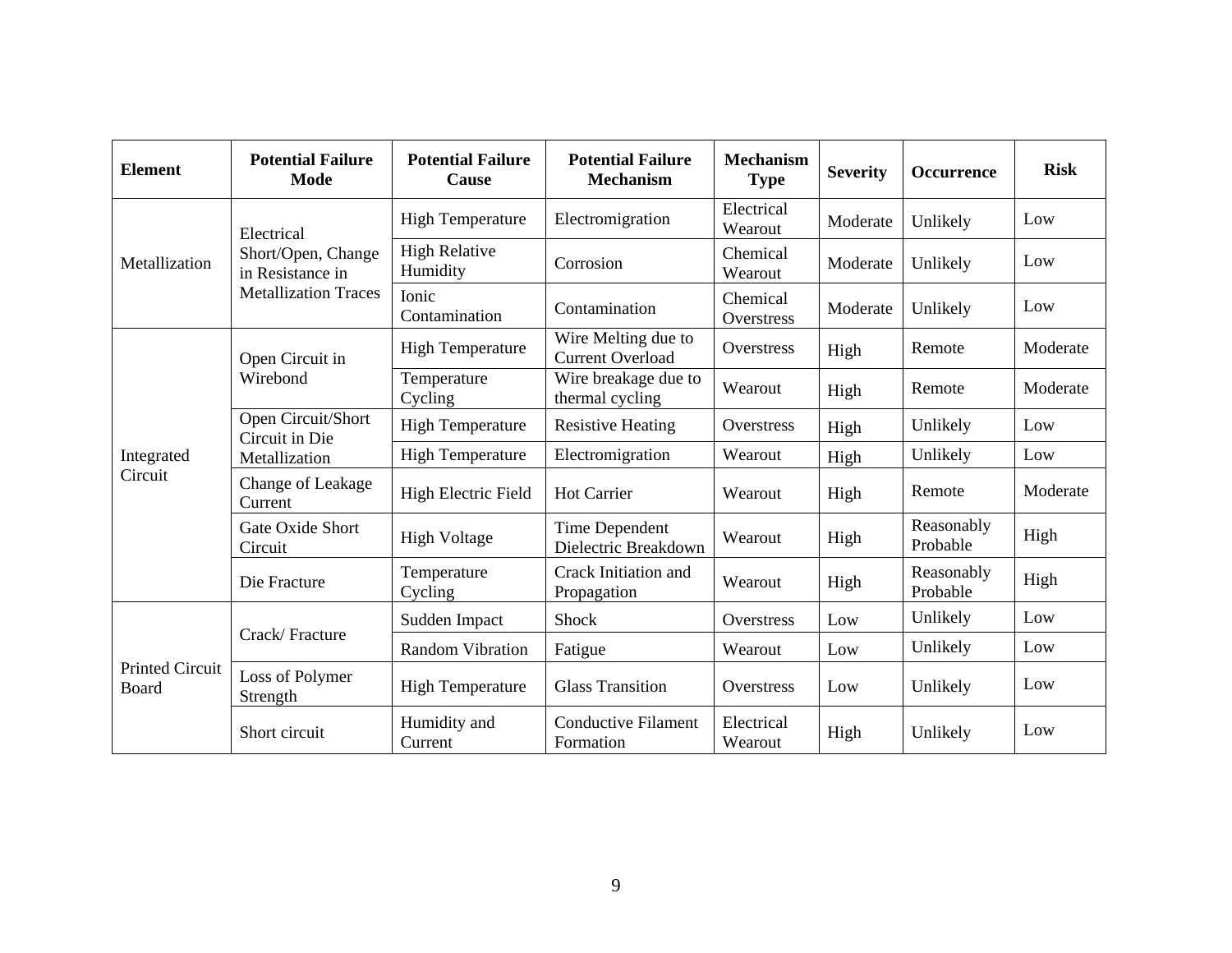| Element | Potential Failure Mode | Potential Failure Cause | Potential Failure Mechanism | Mechanism Type | Severity | Occurrence | Risk |
|---|---|---|---|---|---|---|---|
| Metallization | Electrical Short/Open, Change in Resistance in Metallization Traces | High Temperature | Electromigration | Electrical Wearout | Moderate | Unlikely | Low |
| | | High Relative Humidity | Corrosion | Chemical Wearout | Moderate | Unlikely | Low |
| | | Ionic Contamination | Contamination | Chemical Overstress | Moderate | Unlikely | Low |
| Integrated Circuit | Open Circuit in Wirebond | High Temperature | Wire Melting due to Current Overload | Overstress | High | Remote | Moderate |
| | | Temperature Cycling | Wire breakage due to thermal cycling | Wearout | High | Remote | Moderate |
| | Open Circuit/Short Circuit in Die Metallization | High Temperature | Resistive Heating | Overstress | High | Unlikely | Low |
| | | High Temperature | Electromigration | Wearout | High | Unlikely | Low |
| | Change of Leakage Current | High Electric Field | Hot Carrier | Wearout | High | Remote | Moderate |
| | Gate Oxide Short Circuit | High Voltage | Time Dependent Dielectric Breakdown | Wearout | High | Reasonably Probable | High |
| | Die Fracture | Temperature Cycling | Crack Initiation and Propagation | Wearout | High | Reasonably Probable | High |
| Printed Circuit Board | Crack/ Fracture | Sudden Impact | Shock | Overstress | Low | Unlikely | Low |
| | | Random Vibration | Fatigue | Wearout | Low | Unlikely | Low |
| | Loss of Polymer Strength | High Temperature | Glass Transition | Overstress | Low | Unlikely | Low |
| | Short circuit | Humidity and Current | Conductive Filament Formation | Electrical Wearout | High | Unlikely | Low |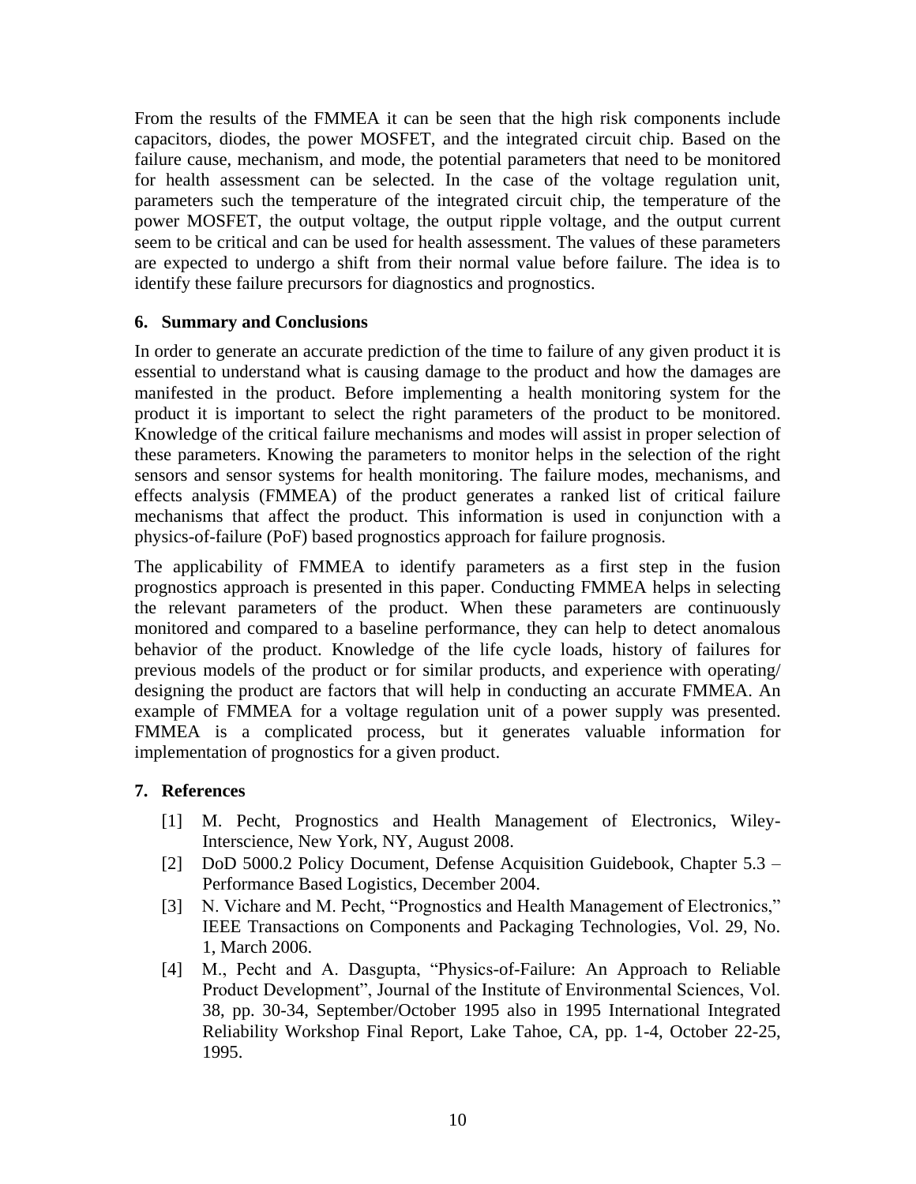From the results of the FMMEA it can be seen that the high risk components include capacitors, diodes, the power MOSFET, and the integrated circuit chip. Based on the failure cause, mechanism, and mode, the potential parameters that need to be monitored for health assessment can be selected. In the case of the voltage regulation unit, parameters such the temperature of the integrated circuit chip, the temperature of the power MOSFET, the output voltage, the output ripple voltage, and the output current seem to be critical and can be used for health assessment. The values of these parameters are expected to undergo a shift from their normal value before failure. The idea is to identify these failure precursors for diagnostics and prognostics.

## 6. Summary and Conclusions

In order to generate an accurate prediction of the time to failure of any given product it is essential to understand what is causing damage to the product and how the damages are manifested in the product. Before implementing a health monitoring system for the product it is important to select the right parameters of the product to be monitored. Knowledge of the critical failure mechanisms and modes will assist in proper selection of these parameters. Knowing the parameters to monitor helps in the selection of the right sensors and sensor systems for health monitoring. The failure modes, mechanisms, and effects analysis (FMMEA) of the product generates a ranked list of critical failure mechanisms that affect the product. This information is used in conjunction with a physics-of-failure (PoF) based prognostics approach for failure prognosis.

The applicability of FMMEA to identify parameters as a first step in the fusion prognostics approach is presented in this paper. Conducting FMMEA helps in selecting the relevant parameters of the product. When these parameters are continuously monitored and compared to a baseline performance, they can help to detect anomalous behavior of the product. Knowledge of the life cycle loads, history of failures for previous models of the product or for similar products, and experience with operating/ designing the product are factors that will help in conducting an accurate FMMEA. An example of FMMEA for a voltage regulation unit of a power supply was presented. FMMEA is a complicated process, but it generates valuable information for implementation of prognostics for a given product.

## 7. References

[1] M. Pecht, Prognostics and Health Management of Electronics, Wiley-Interscience, New York, NY, August 2008.

[2] DoD 5000.2 Policy Document, Defense Acquisition Guidebook, Chapter 5.3 – Performance Based Logistics, December 2004.

[3] N. Vichare and M. Pecht, "Prognostics and Health Management of Electronics," IEEE Transactions on Components and Packaging Technologies, Vol. 29, No. 1, March 2006.

[4] M., Pecht and A. Dasgupta, "Physics-of-Failure: An Approach to Reliable Product Development", Journal of the Institute of Environmental Sciences, Vol. 38, pp. 30-34, September/October 1995 also in 1995 International Integrated Reliability Workshop Final Report, Lake Tahoe, CA, pp. 1-4, October 22-25, 1995.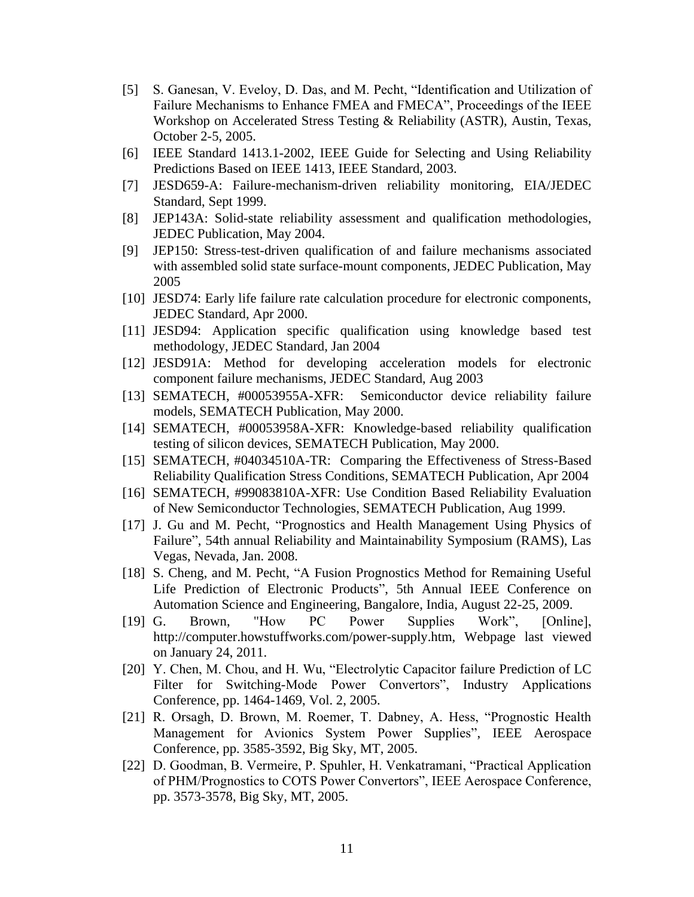[5] S. Ganesan, V. Eveloy, D. Das, and M. Pecht, “Identification and Utilization of Failure Mechanisms to Enhance FMEA and FMECA”, Proceedings of the IEEE Workshop on Accelerated Stress Testing & Reliability (ASTR), Austin, Texas, October 2-5, 2005.

[6] IEEE Standard 1413.1-2002, IEEE Guide for Selecting and Using Reliability Predictions Based on IEEE 1413, IEEE Standard, 2003.

[7] JESD659-A: Failure-mechanism-driven reliability monitoring, EIA/JEDEC Standard, Sept 1999.

[8] JEP143A: Solid-state reliability assessment and qualification methodologies, JEDEC Publication, May 2004.

[9] JEP150: Stress-test-driven qualification of and failure mechanisms associated with assembled solid state surface-mount components, JEDEC Publication, May 2005

[10] JESD74: Early life failure rate calculation procedure for electronic components, JEDEC Standard, Apr 2000.

[11] JESD94: Application specific qualification using knowledge based test methodology, JEDEC Standard, Jan 2004

[12] JESD91A: Method for developing acceleration models for electronic component failure mechanisms, JEDEC Standard, Aug 2003

[13] SEMATECH, #00053955A-XFR: Semiconductor device reliability failure models, SEMATECH Publication, May 2000.

[14] SEMATECH, #00053958A-XFR: Knowledge-based reliability qualification testing of silicon devices, SEMATECH Publication, May 2000.

[15] SEMATECH, #04034510A-TR: Comparing the Effectiveness of Stress-Based Reliability Qualification Stress Conditions, SEMATECH Publication, Apr 2004

[16] SEMATECH, #99083810A-XFR: Use Condition Based Reliability Evaluation of New Semiconductor Technologies, SEMATECH Publication, Aug 1999.

[17] J. Gu and M. Pecht, “Prognostics and Health Management Using Physics of Failure”, 54th annual Reliability and Maintainability Symposium (RAMS), Las Vegas, Nevada, Jan. 2008.

[18] S. Cheng, and M. Pecht, “A Fusion Prognostics Method for Remaining Useful Life Prediction of Electronic Products”, 5th Annual IEEE Conference on Automation Science and Engineering, Bangalore, India, August 22-25, 2009.

[19] G. Brown, "How PC Power Supplies Work”, [Online], http://computer.howstuffworks.com/power-supply.htm, Webpage last viewed on January 24, 2011.

[20] Y. Chen, M. Chou, and H. Wu, “Electrolytic Capacitor failure Prediction of LC Filter for Switching-Mode Power Convertors”, Industry Applications Conference, pp. 1464-1469, Vol. 2, 2005.

[21] R. Orsagh, D. Brown, M. Roemer, T. Dabney, A. Hess, “Prognostic Health Management for Avionics System Power Supplies”, IEEE Aerospace Conference, pp. 3585-3592, Big Sky, MT, 2005.

[22] D. Goodman, B. Vermeire, P. Spuhler, H. Venkatramani, “Practical Application of PHM/Prognostics to COTS Power Convertors”, IEEE Aerospace Conference, pp. 3573-3578, Big Sky, MT, 2005.